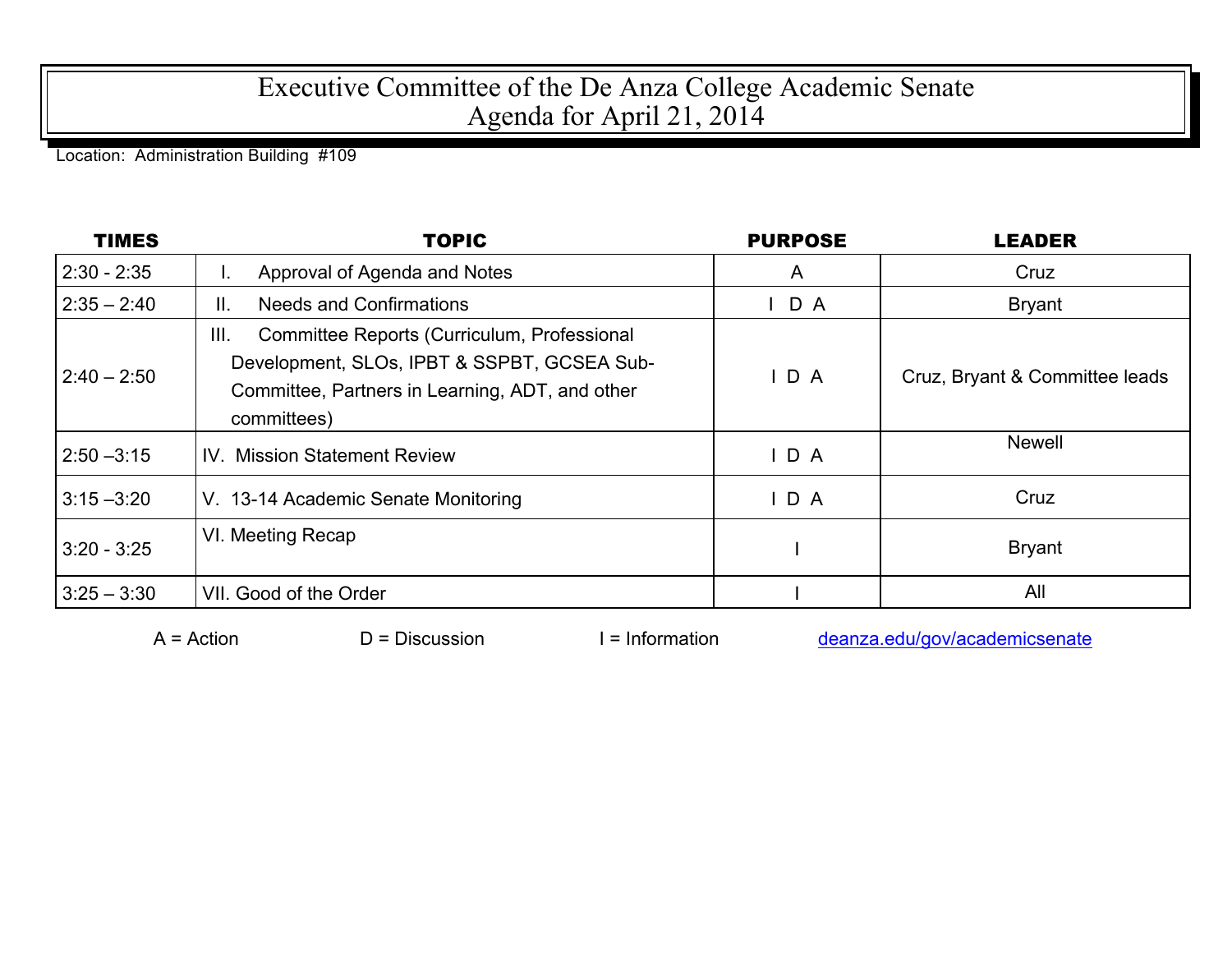# Executive Committee of the De Anza College Academic Senate
# Agenda for April 21, 2014

Location: Administration Building #109

| TIMES | TOPIC | PURPOSE | LEADER |
|---|---|---|---|
| 2:30 - 2:35 | I. Approval of Agenda and Notes | A | Cruz |
| 2:35 – 2:40 | II. Needs and Confirmations | I D A | Bryant |
| 2:40 – 2:50 | III. Committee Reports (Curriculum, Professional Development, SLOs, IPBT & SSPBT, GCSEA Sub-Committee, Partners in Learning, ADT, and other committees) | I D A | Cruz, Bryant & Committee leads |
| 2:50 –3:15 | IV. Mission Statement Review | I D A | Newell |
| 3:15 –3:20 | V. 13-14 Academic Senate Monitoring | I D A | Cruz |
| 3:20 - 3:25 | VI. Meeting Recap | I | Bryant |
| 3:25 – 3:30 | VII. Good of the Order | I | All |

A = Action D = Discussion I = Information deanza.edu/gov/academicsenate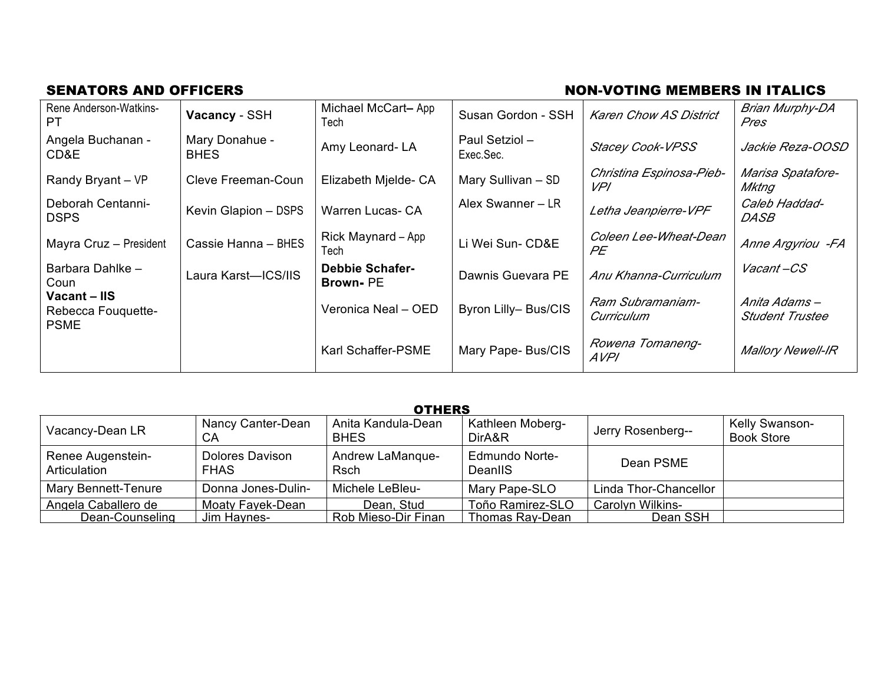**SENATORS AND OFFICERS** **NON-VOTING MEMBERS IN ITALICS**

| | | | | | |
|---|---|---|---|---|---|
| Rene Anderson-Watkins-PT | **Vacancy** - SSH | Michael McCart– App Tech | Susan Gordon - SSH | *Karen Chow AS District* | *Brian Murphy-DA Pres* |
| Angela Buchanan - CD&E | Mary Donahue - BHES | Amy Leonard- LA | Paul Setziol – Exec.Sec. | *Stacey Cook-VPSS* | *Jackie Reza-OOSD* |
| Randy Bryant – VP | Cleve Freeman-Coun | Elizabeth Mjelde- CA | Mary Sullivan – SD | *Christina Espinosa-Pieb-VPI* | *Marisa Spatafore-Mktng* |
| Deborah Centanni-DSPS | Kevin Glapion – DSPS | Warren Lucas- CA | Alex Swanner – LR | *Letha Jeanpierre-VPF* | *Caleb Haddad-DASB* |
| Mayra Cruz – President | Cassie Hanna – BHES | Rick Maynard – App Tech | Li Wei Sun- CD&E | *Coleen Lee-Wheat-Dean PE* | *Anne Argyriou -FA* |
| Barbara Dahlke – Coun | Laura Karst—ICS/IIS | **Debbie Schafer-Brown-** PE | Dawnis Guevara PE | *Anu Khanna-Curriculum* | *Vacant –CS* |
| **Vacant – IIS** Rebecca Fouquette-PSME | | Veronica Neal – OED | Byron Lilly– Bus/CIS | *Ram Subramaniam-Curriculum* | *Anita Adams – Student Trustee* |
| | | Karl Schaffer-PSME | Mary Pape- Bus/CIS | *Rowena Tomaneng-AVPI* | *Mallory Newell-IR* |

**OTHERS**

| | | | | | |
|---|---|---|---|---|---|
| Vacancy-Dean LR | Nancy Canter-Dean CA | Anita Kandula-Dean BHES | Kathleen Moberg-DirA&R | Jerry Rosenberg-- | Kelly Swanson-Book Store |
| Renee Augenstein-Articulation | Dolores Davison FHAS | Andrew LaManque-Rsch | Edmundo Norte-DeanIIS | Dean PSME | |
| Mary Bennett-Tenure | Donna Jones-Dulin- | Michele LeBleu- | Mary Pape-SLO | Linda Thor-Chancellor | |
| Angela Caballero de | Moaty Fayek-Dean | Dean, Stud | Toño Ramirez-SLO | Carolyn Wilkins- | |
| Dean-Counseling | Jim Haynes- | Rob Mieso-Dir Finan | Thomas Ray-Dean | Dean SSH | |